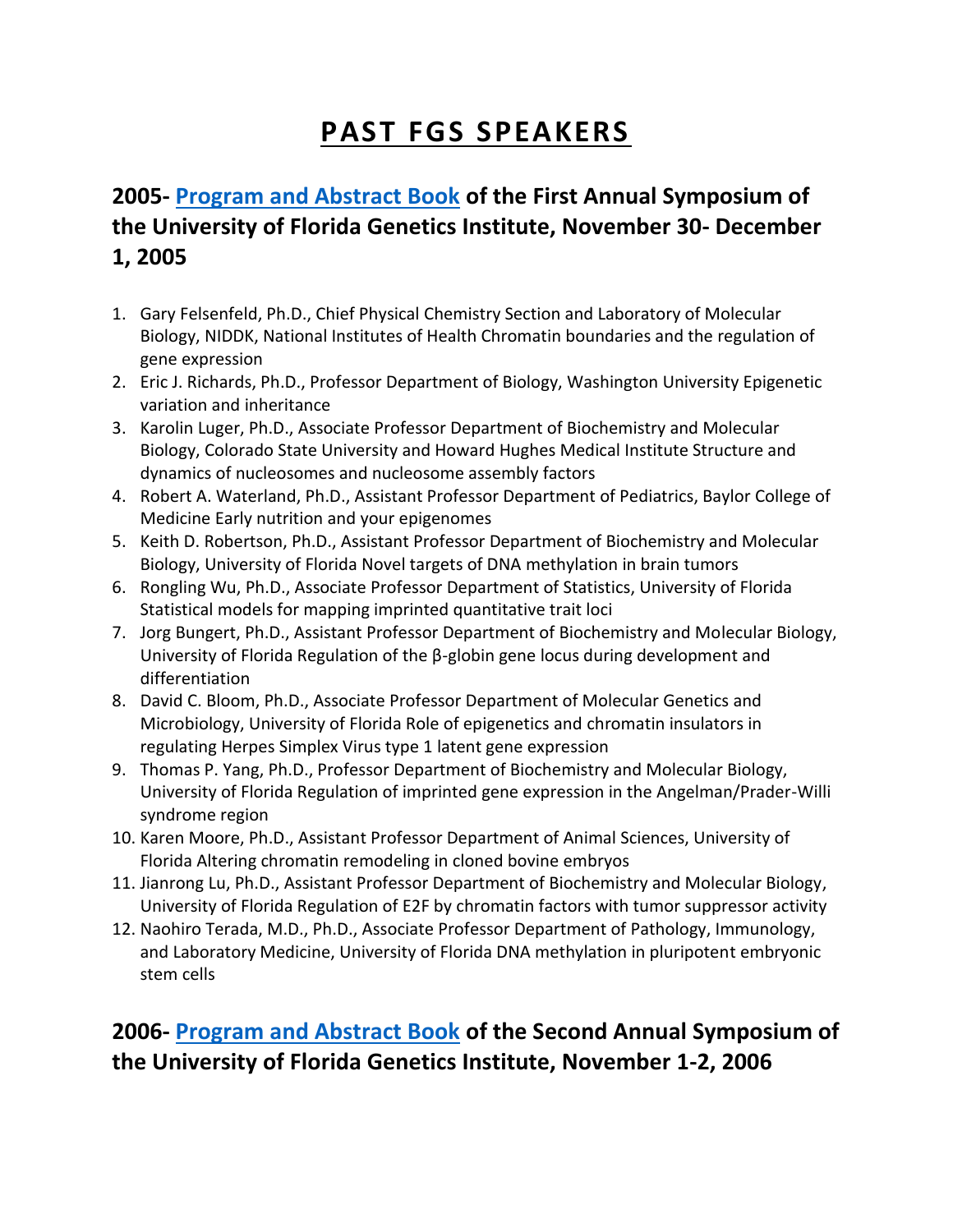# PAST FGS SPEAKERS

## 2005- [Program and Abstract Book](#) of the First Annual Symposium of the University of Florida Genetics Institute, November 30- December 1, 2005

1. Gary Felsenfeld, Ph.D., Chief Physical Chemistry Section and Laboratory of Molecular Biology, NIDDK, National Institutes of Health Chromatin boundaries and the regulation of gene expression
2. Eric J. Richards, Ph.D., Professor Department of Biology, Washington University Epigenetic variation and inheritance
3. Karolin Luger, Ph.D., Associate Professor Department of Biochemistry and Molecular Biology, Colorado State University and Howard Hughes Medical Institute Structure and dynamics of nucleosomes and nucleosome assembly factors
4. Robert A. Waterland, Ph.D., Assistant Professor Department of Pediatrics, Baylor College of Medicine Early nutrition and your epigenomes
5. Keith D. Robertson, Ph.D., Assistant Professor Department of Biochemistry and Molecular Biology, University of Florida Novel targets of DNA methylation in brain tumors
6. Rongling Wu, Ph.D., Associate Professor Department of Statistics, University of Florida Statistical models for mapping imprinted quantitative trait loci
7. Jorg Bungert, Ph.D., Assistant Professor Department of Biochemistry and Molecular Biology, University of Florida Regulation of the β-globin gene locus during development and differentiation
8. David C. Bloom, Ph.D., Associate Professor Department of Molecular Genetics and Microbiology, University of Florida Role of epigenetics and chromatin insulators in regulating Herpes Simplex Virus type 1 latent gene expression
9. Thomas P. Yang, Ph.D., Professor Department of Biochemistry and Molecular Biology, University of Florida Regulation of imprinted gene expression in the Angelman/Prader-Willi syndrome region
10. Karen Moore, Ph.D., Assistant Professor Department of Animal Sciences, University of Florida Altering chromatin remodeling in cloned bovine embryos
11. Jianrong Lu, Ph.D., Assistant Professor Department of Biochemistry and Molecular Biology, University of Florida Regulation of E2F by chromatin factors with tumor suppressor activity
12. Naohiro Terada, M.D., Ph.D., Associate Professor Department of Pathology, Immunology, and Laboratory Medicine, University of Florida DNA methylation in pluripotent embryonic stem cells

## 2006- [Program and Abstract Book](#) of the Second Annual Symposium of the University of Florida Genetics Institute, November 1-2, 2006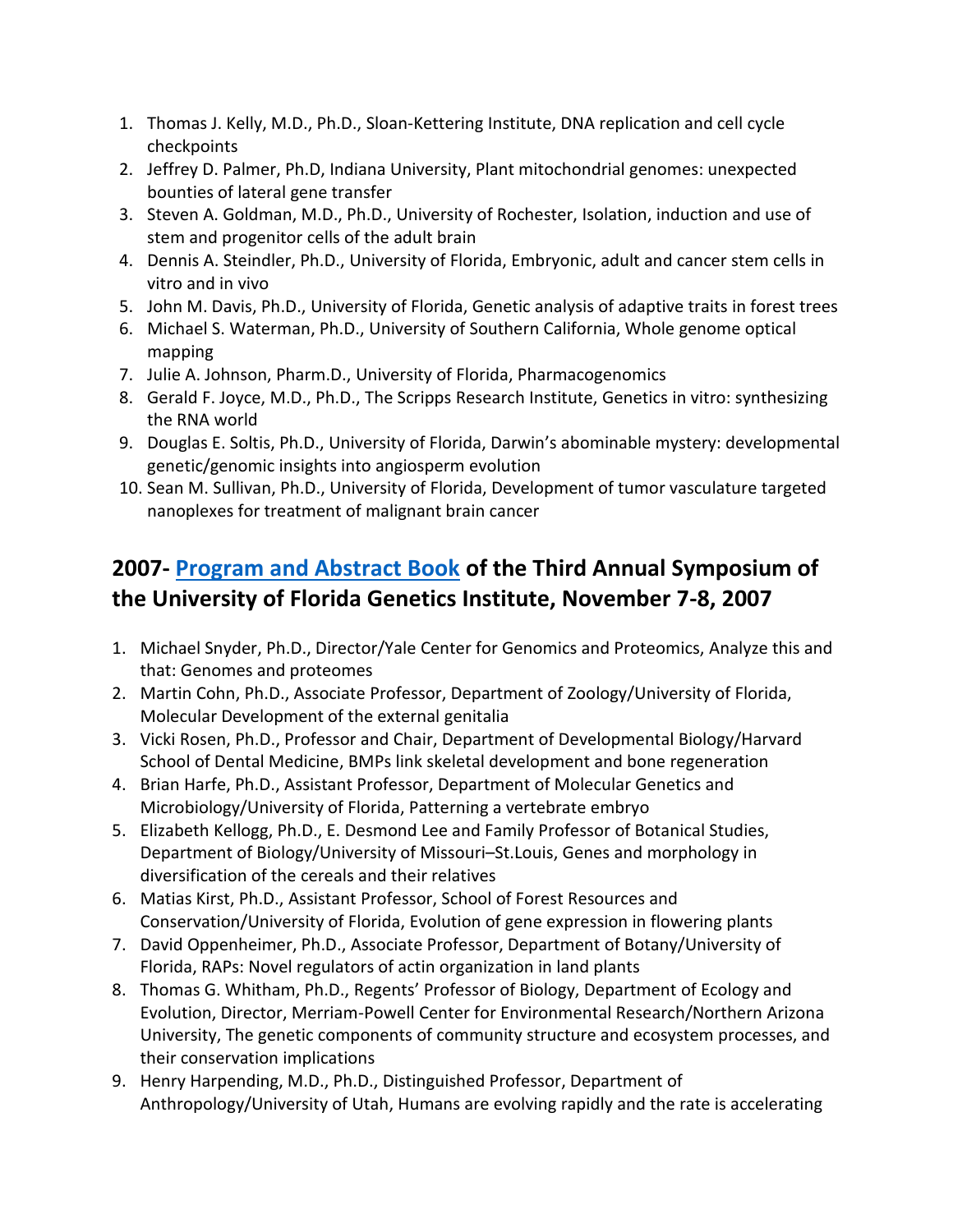1. Thomas J. Kelly, M.D., Ph.D., Sloan-Kettering Institute, DNA replication and cell cycle checkpoints
2. Jeffrey D. Palmer, Ph.D, Indiana University, Plant mitochondrial genomes: unexpected bounties of lateral gene transfer
3. Steven A. Goldman, M.D., Ph.D., University of Rochester, Isolation, induction and use of stem and progenitor cells of the adult brain
4. Dennis A. Steindler, Ph.D., University of Florida, Embryonic, adult and cancer stem cells in vitro and in vivo
5. John M. Davis, Ph.D., University of Florida, Genetic analysis of adaptive traits in forest trees
6. Michael S. Waterman, Ph.D., University of Southern California, Whole genome optical mapping
7. Julie A. Johnson, Pharm.D., University of Florida, Pharmacogenomics
8. Gerald F. Joyce, M.D., Ph.D., The Scripps Research Institute, Genetics in vitro: synthesizing the RNA world
9. Douglas E. Soltis, Ph.D., University of Florida, Darwin's abominable mystery: developmental genetic/genomic insights into angiosperm evolution
10. Sean M. Sullivan, Ph.D., University of Florida, Development of tumor vasculature targeted nanoplexes for treatment of malignant brain cancer

## 2007- Program and Abstract Book of the Third Annual Symposium of the University of Florida Genetics Institute, November 7-8, 2007

1. Michael Snyder, Ph.D., Director/Yale Center for Genomics and Proteomics, Analyze this and that: Genomes and proteomes
2. Martin Cohn, Ph.D., Associate Professor, Department of Zoology/University of Florida, Molecular Development of the external genitalia
3. Vicki Rosen, Ph.D., Professor and Chair, Department of Developmental Biology/Harvard School of Dental Medicine, BMPs link skeletal development and bone regeneration
4. Brian Harfe, Ph.D., Assistant Professor, Department of Molecular Genetics and Microbiology/University of Florida, Patterning a vertebrate embryo
5. Elizabeth Kellogg, Ph.D., E. Desmond Lee and Family Professor of Botanical Studies, Department of Biology/University of Missouri–St.Louis, Genes and morphology in diversification of the cereals and their relatives
6. Matias Kirst, Ph.D., Assistant Professor, School of Forest Resources and Conservation/University of Florida, Evolution of gene expression in flowering plants
7. David Oppenheimer, Ph.D., Associate Professor, Department of Botany/University of Florida, RAPs: Novel regulators of actin organization in land plants
8. Thomas G. Whitham, Ph.D., Regents' Professor of Biology, Department of Ecology and Evolution, Director, Merriam-Powell Center for Environmental Research/Northern Arizona University, The genetic components of community structure and ecosystem processes, and their conservation implications
9. Henry Harpending, M.D., Ph.D., Distinguished Professor, Department of Anthropology/University of Utah, Humans are evolving rapidly and the rate is accelerating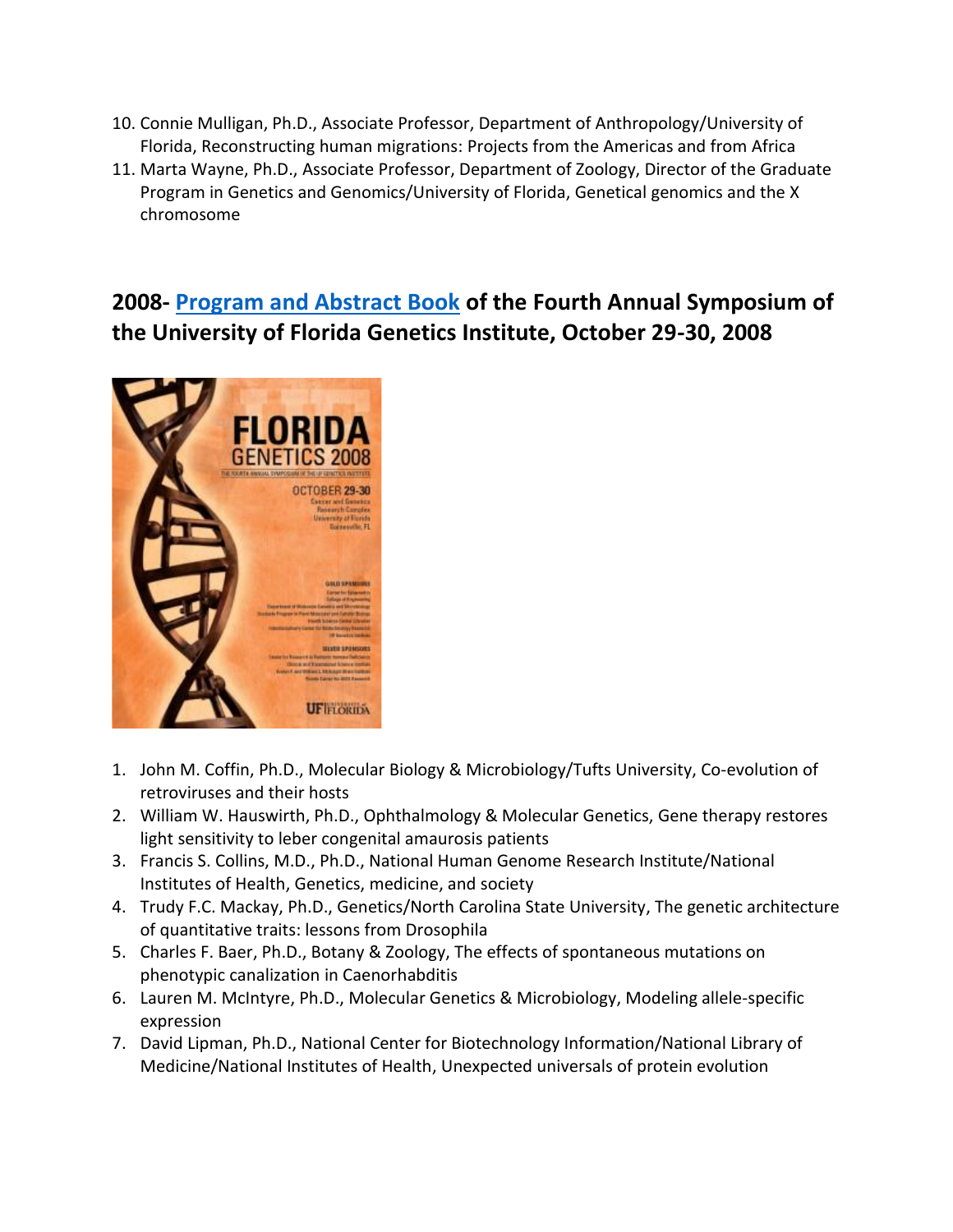10. Connie Mulligan, Ph.D., Associate Professor, Department of Anthropology/University of Florida, Reconstructing human migrations: Projects from the Americas and from Africa
11. Marta Wayne, Ph.D., Associate Professor, Department of Zoology, Director of the Graduate Program in Genetics and Genomics/University of Florida, Genetical genomics and the X chromosome

## 2008- Program and Abstract Book of the Fourth Annual Symposium of the University of Florida Genetics Institute, October 29-30, 2008

1. John M. Coffin, Ph.D., Molecular Biology & Microbiology/Tufts University, Co-evolution of retroviruses and their hosts
2. William W. Hauswirth, Ph.D., Ophthalmology & Molecular Genetics, Gene therapy restores light sensitivity to leber congenital amaurosis patients
3. Francis S. Collins, M.D., Ph.D., National Human Genome Research Institute/National Institutes of Health, Genetics, medicine, and society
4. Trudy F.C. Mackay, Ph.D., Genetics/North Carolina State University, The genetic architecture of quantitative traits: lessons from Drosophila
5. Charles F. Baer, Ph.D., Botany & Zoology, The effects of spontaneous mutations on phenotypic canalization in Caenorhabditis
6. Lauren M. McIntyre, Ph.D., Molecular Genetics & Microbiology, Modeling allele-specific expression
7. David Lipman, Ph.D., National Center for Biotechnology Information/National Library of Medicine/National Institutes of Health, Unexpected universals of protein evolution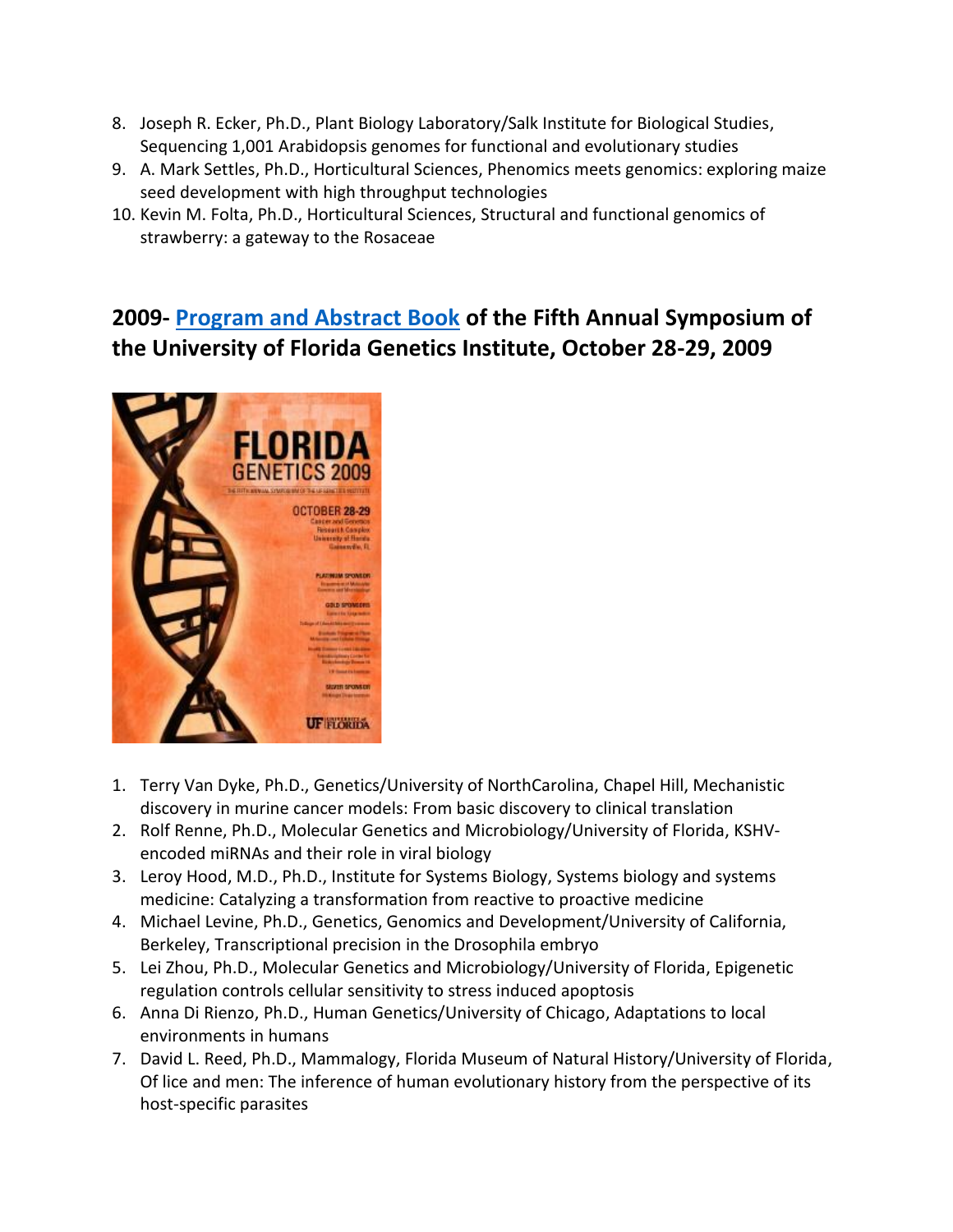8. Joseph R. Ecker, Ph.D., Plant Biology Laboratory/Salk Institute for Biological Studies, Sequencing 1,001 Arabidopsis genomes for functional and evolutionary studies
9. A. Mark Settles, Ph.D., Horticultural Sciences, Phenomics meets genomics: exploring maize seed development with high throughput technologies
10. Kevin M. Folta, Ph.D., Horticultural Sciences, Structural and functional genomics of strawberry: a gateway to the Rosaceae

## 2009- Program and Abstract Book of the Fifth Annual Symposium of the University of Florida Genetics Institute, October 28-29, 2009

1. Terry Van Dyke, Ph.D., Genetics/University of NorthCarolina, Chapel Hill, Mechanistic discovery in murine cancer models: From basic discovery to clinical translation
2. Rolf Renne, Ph.D., Molecular Genetics and Microbiology/University of Florida, KSHV-encoded miRNAs and their role in viral biology
3. Leroy Hood, M.D., Ph.D., Institute for Systems Biology, Systems biology and systems medicine: Catalyzing a transformation from reactive to proactive medicine
4. Michael Levine, Ph.D., Genetics, Genomics and Development/University of California, Berkeley, Transcriptional precision in the Drosophila embryo
5. Lei Zhou, Ph.D., Molecular Genetics and Microbiology/University of Florida, Epigenetic regulation controls cellular sensitivity to stress induced apoptosis
6. Anna Di Rienzo, Ph.D., Human Genetics/University of Chicago, Adaptations to local environments in humans
7. David L. Reed, Ph.D., Mammalogy, Florida Museum of Natural History/University of Florida, Of lice and men: The inference of human evolutionary history from the perspective of its host-specific parasites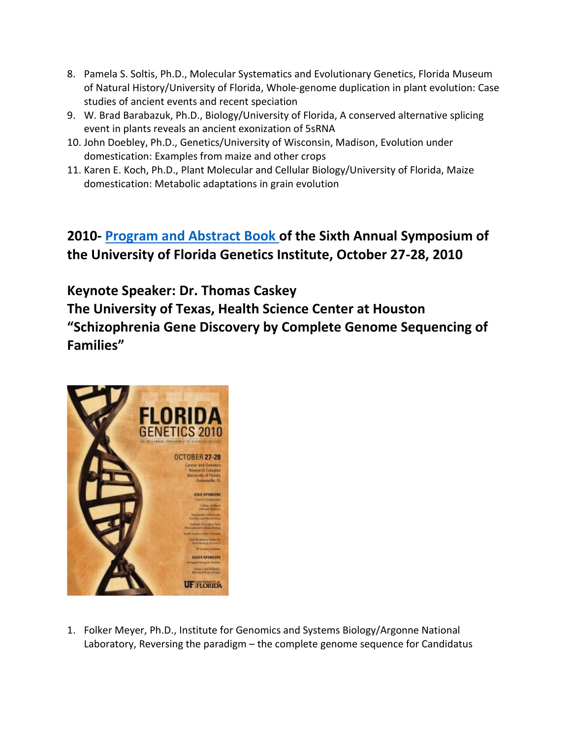8. Pamela S. Soltis, Ph.D., Molecular Systematics and Evolutionary Genetics, Florida Museum of Natural History/University of Florida, Whole-genome duplication in plant evolution: Case studies of ancient events and recent speciation
9. W. Brad Barabazuk, Ph.D., Biology/University of Florida, A conserved alternative splicing event in plants reveals an ancient exonization of 5sRNA
10. John Doebley, Ph.D., Genetics/University of Wisconsin, Madison, Evolution under domestication: Examples from maize and other crops
11. Karen E. Koch, Ph.D., Plant Molecular and Cellular Biology/University of Florida, Maize domestication: Metabolic adaptations in grain evolution

## 2010- Program and Abstract Book of the Sixth Annual Symposium of the University of Florida Genetics Institute, October 27-28, 2010

### Keynote Speaker: Dr. Thomas Caskey
### The University of Texas, Health Science Center at Houston
### "Schizophrenia Gene Discovery by Complete Genome Sequencing of Families"

1. Folker Meyer, Ph.D., Institute for Genomics and Systems Biology/Argonne National Laboratory, Reversing the paradigm – the complete genome sequence for Candidatus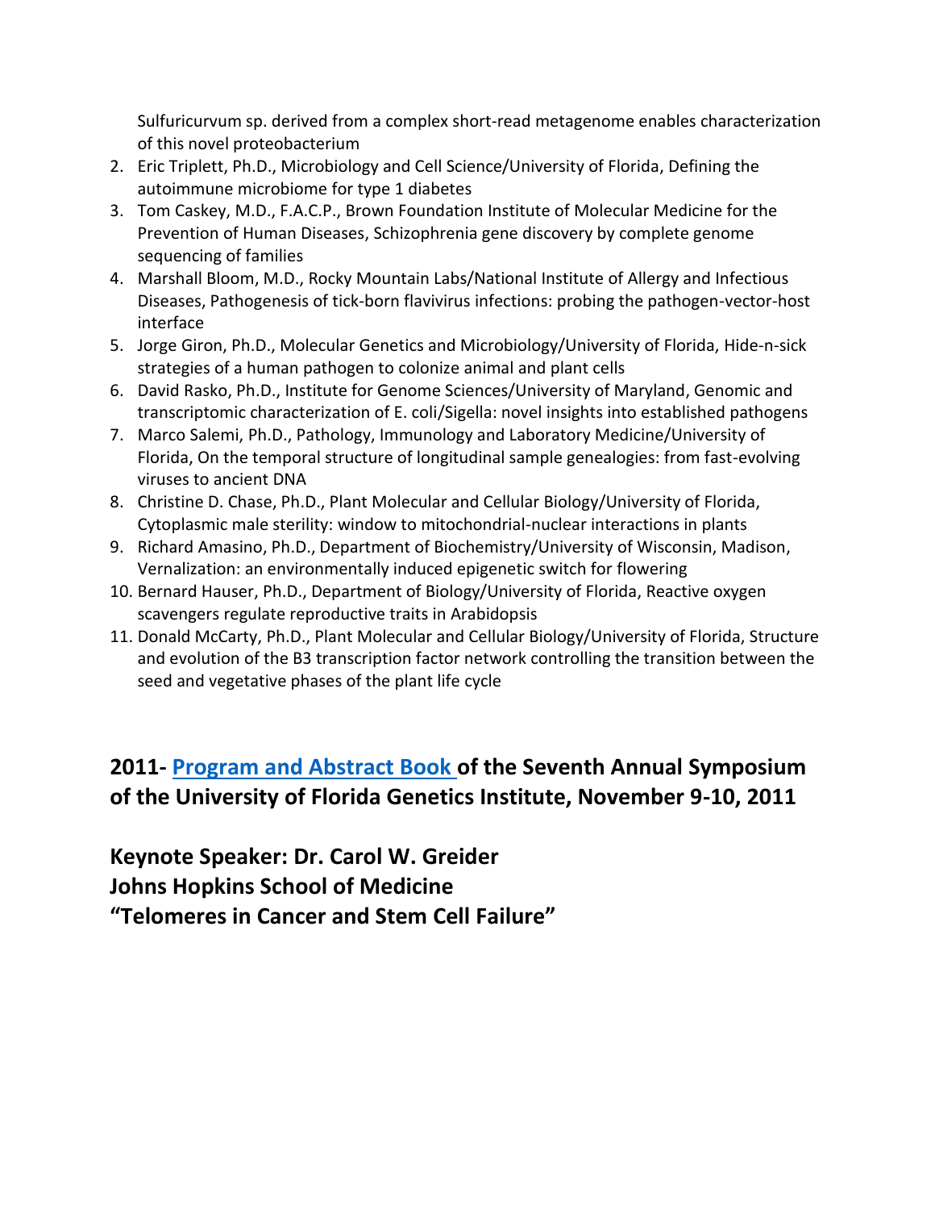Sulfuricurvum sp. derived from a complex short-read metagenome enables characterization of this novel proteobacterium

2. Eric Triplett, Ph.D., Microbiology and Cell Science/University of Florida, Defining the autoimmune microbiome for type 1 diabetes
3. Tom Caskey, M.D., F.A.C.P., Brown Foundation Institute of Molecular Medicine for the Prevention of Human Diseases, Schizophrenia gene discovery by complete genome sequencing of families
4. Marshall Bloom, M.D., Rocky Mountain Labs/National Institute of Allergy and Infectious Diseases, Pathogenesis of tick-born flavivirus infections: probing the pathogen-vector-host interface
5. Jorge Giron, Ph.D., Molecular Genetics and Microbiology/University of Florida, Hide-n-sick strategies of a human pathogen to colonize animal and plant cells
6. David Rasko, Ph.D., Institute for Genome Sciences/University of Maryland, Genomic and transcriptomic characterization of E. coli/Sigella: novel insights into established pathogens
7. Marco Salemi, Ph.D., Pathology, Immunology and Laboratory Medicine/University of Florida, On the temporal structure of longitudinal sample genealogies: from fast-evolving viruses to ancient DNA
8. Christine D. Chase, Ph.D., Plant Molecular and Cellular Biology/University of Florida, Cytoplasmic male sterility: window to mitochondrial-nuclear interactions in plants
9. Richard Amasino, Ph.D., Department of Biochemistry/University of Wisconsin, Madison, Vernalization: an environmentally induced epigenetic switch for flowering
10. Bernard Hauser, Ph.D., Department of Biology/University of Florida, Reactive oxygen scavengers regulate reproductive traits in Arabidopsis
11. Donald McCarty, Ph.D., Plant Molecular and Cellular Biology/University of Florida, Structure and evolution of the B3 transcription factor network controlling the transition between the seed and vegetative phases of the plant life cycle

## 2011- Program and Abstract Book of the Seventh Annual Symposium of the University of Florida Genetics Institute, November 9-10, 2011

**Keynote Speaker: Dr. Carol W. Greider**
**Johns Hopkins School of Medicine**
**"Telomeres in Cancer and Stem Cell Failure"**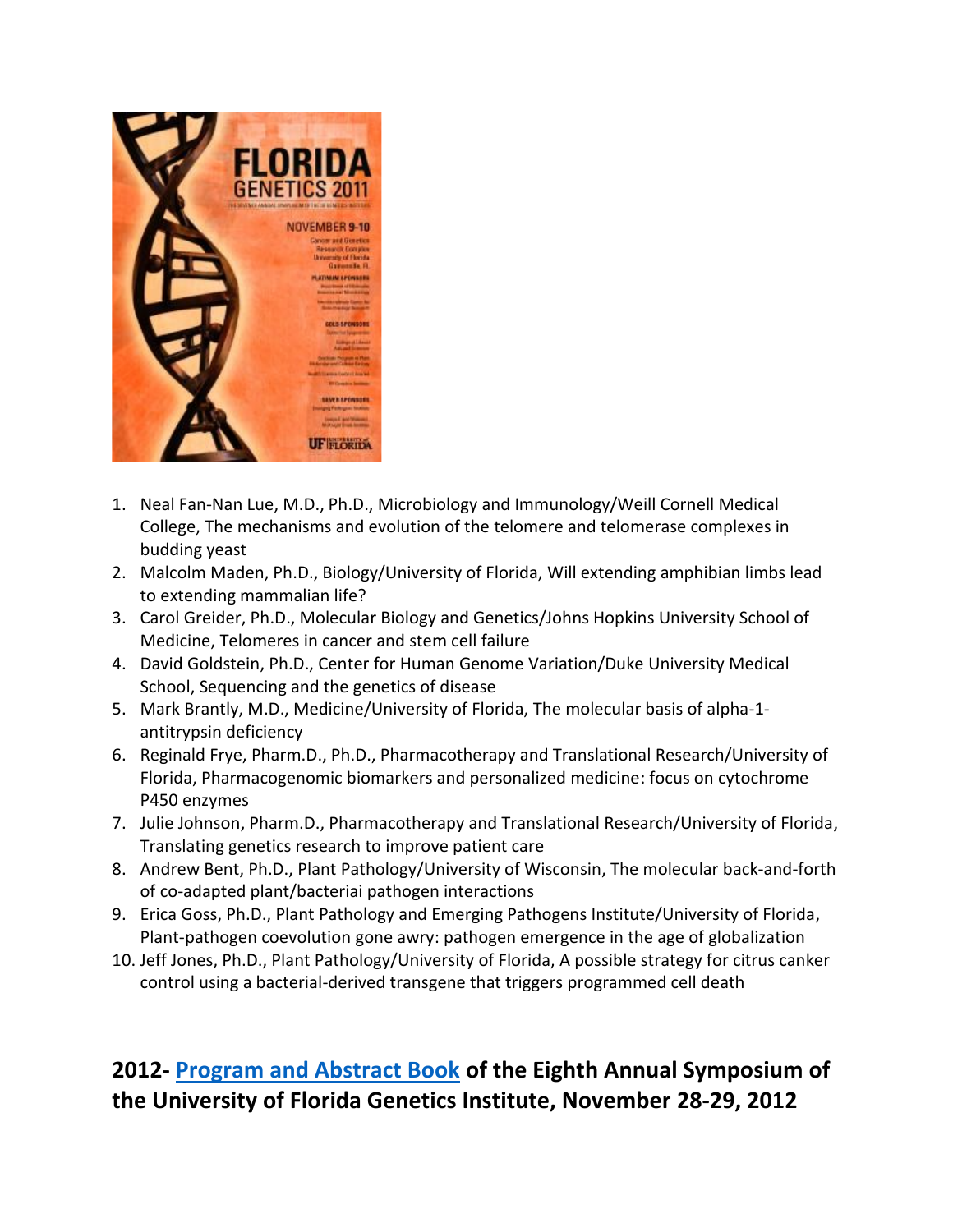1. Neal Fan-Nan Lue, M.D., Ph.D., Microbiology and Immunology/Weill Cornell Medical College, The mechanisms and evolution of the telomere and telomerase complexes in budding yeast
2. Malcolm Maden, Ph.D., Biology/University of Florida, Will extending amphibian limbs lead to extending mammalian life?
3. Carol Greider, Ph.D., Molecular Biology and Genetics/Johns Hopkins University School of Medicine, Telomeres in cancer and stem cell failure
4. David Goldstein, Ph.D., Center for Human Genome Variation/Duke University Medical School, Sequencing and the genetics of disease
5. Mark Brantly, M.D., Medicine/University of Florida, The molecular basis of alpha-1-antitrypsin deficiency
6. Reginald Frye, Pharm.D., Ph.D., Pharmacotherapy and Translational Research/University of Florida, Pharmacogenomic biomarkers and personalized medicine: focus on cytochrome P450 enzymes
7. Julie Johnson, Pharm.D., Pharmacotherapy and Translational Research/University of Florida, Translating genetics research to improve patient care
8. Andrew Bent, Ph.D., Plant Pathology/University of Wisconsin, The molecular back-and-forth of co-adapted plant/bacteriai pathogen interactions
9. Erica Goss, Ph.D., Plant Pathology and Emerging Pathogens Institute/University of Florida, Plant-pathogen coevolution gone awry: pathogen emergence in the age of globalization
10. Jeff Jones, Ph.D., Plant Pathology/University of Florida, A possible strategy for citrus canker control using a bacterial-derived transgene that triggers programmed cell death

## 2012- Program and Abstract Book of the Eighth Annual Symposium of the University of Florida Genetics Institute, November 28-29, 2012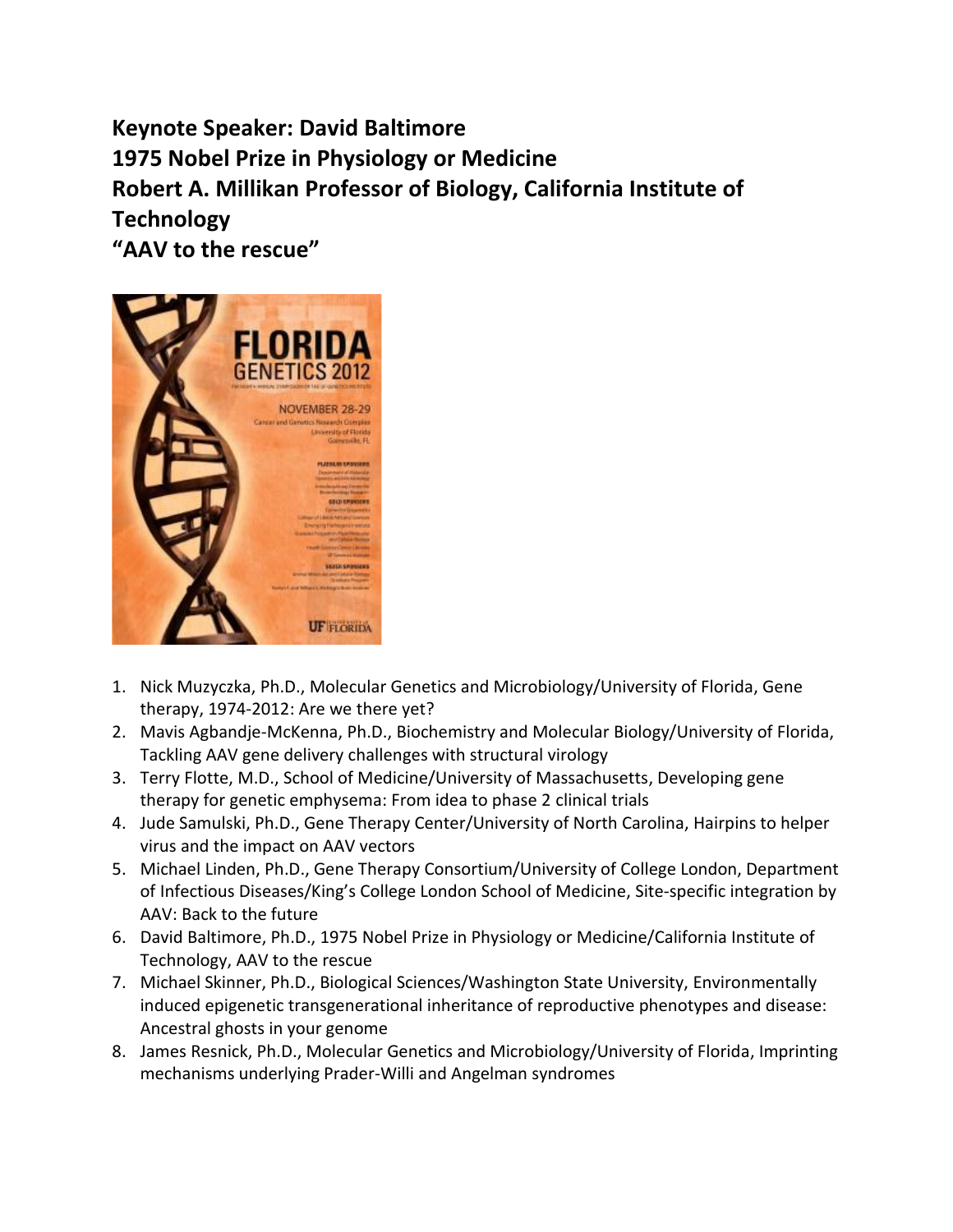**Keynote Speaker: David Baltimore**
**1975 Nobel Prize in Physiology or Medicine**
**Robert A. Millikan Professor of Biology, California Institute of Technology**
**"AAV to the rescue"**

1. Nick Muzyczka, Ph.D., Molecular Genetics and Microbiology/University of Florida, Gene therapy, 1974-2012: Are we there yet?
2. Mavis Agbandje-McKenna, Ph.D., Biochemistry and Molecular Biology/University of Florida, Tackling AAV gene delivery challenges with structural virology
3. Terry Flotte, M.D., School of Medicine/University of Massachusetts, Developing gene therapy for genetic emphysema: From idea to phase 2 clinical trials
4. Jude Samulski, Ph.D., Gene Therapy Center/University of North Carolina, Hairpins to helper virus and the impact on AAV vectors
5. Michael Linden, Ph.D., Gene Therapy Consortium/University of College London, Department of Infectious Diseases/King's College London School of Medicine, Site-specific integration by AAV: Back to the future
6. David Baltimore, Ph.D., 1975 Nobel Prize in Physiology or Medicine/California Institute of Technology, AAV to the rescue
7. Michael Skinner, Ph.D., Biological Sciences/Washington State University, Environmentally induced epigenetic transgenerational inheritance of reproductive phenotypes and disease: Ancestral ghosts in your genome
8. James Resnick, Ph.D., Molecular Genetics and Microbiology/University of Florida, Imprinting mechanisms underlying Prader-Willi and Angelman syndromes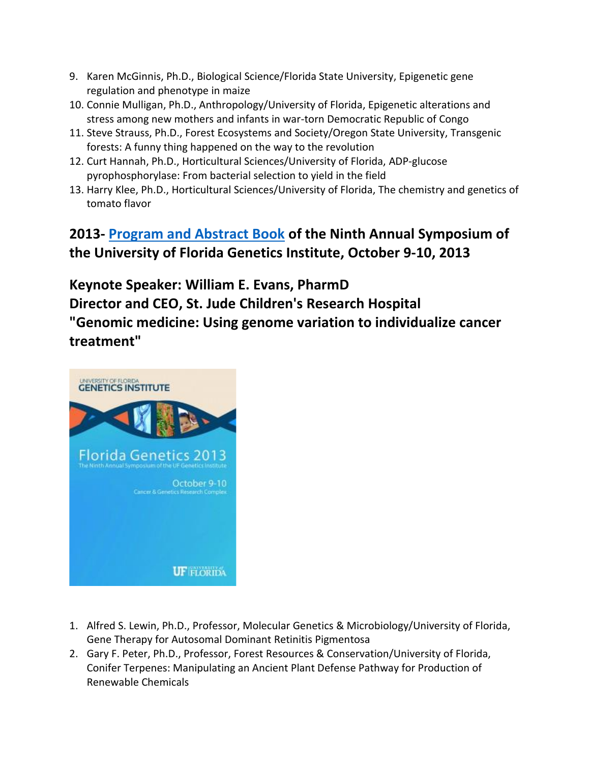9. Karen McGinnis, Ph.D., Biological Science/Florida State University, Epigenetic gene regulation and phenotype in maize
10. Connie Mulligan, Ph.D., Anthropology/University of Florida, Epigenetic alterations and stress among new mothers and infants in war-torn Democratic Republic of Congo
11. Steve Strauss, Ph.D., Forest Ecosystems and Society/Oregon State University, Transgenic forests: A funny thing happened on the way to the revolution
12. Curt Hannah, Ph.D., Horticultural Sciences/University of Florida, ADP-glucose pyrophosphorylase: From bacterial selection to yield in the field
13. Harry Klee, Ph.D., Horticultural Sciences/University of Florida, The chemistry and genetics of tomato flavor

## 2013- Program and Abstract Book of the Ninth Annual Symposium of the University of Florida Genetics Institute, October 9-10, 2013

## Keynote Speaker: William E. Evans, PharmD
## Director and CEO, St. Jude Children's Research Hospital
## "Genomic medicine: Using genome variation to individualize cancer treatment"

1. Alfred S. Lewin, Ph.D., Professor, Molecular Genetics & Microbiology/University of Florida, Gene Therapy for Autosomal Dominant Retinitis Pigmentosa
2. Gary F. Peter, Ph.D., Professor, Forest Resources & Conservation/University of Florida, Conifer Terpenes: Manipulating an Ancient Plant Defense Pathway for Production of Renewable Chemicals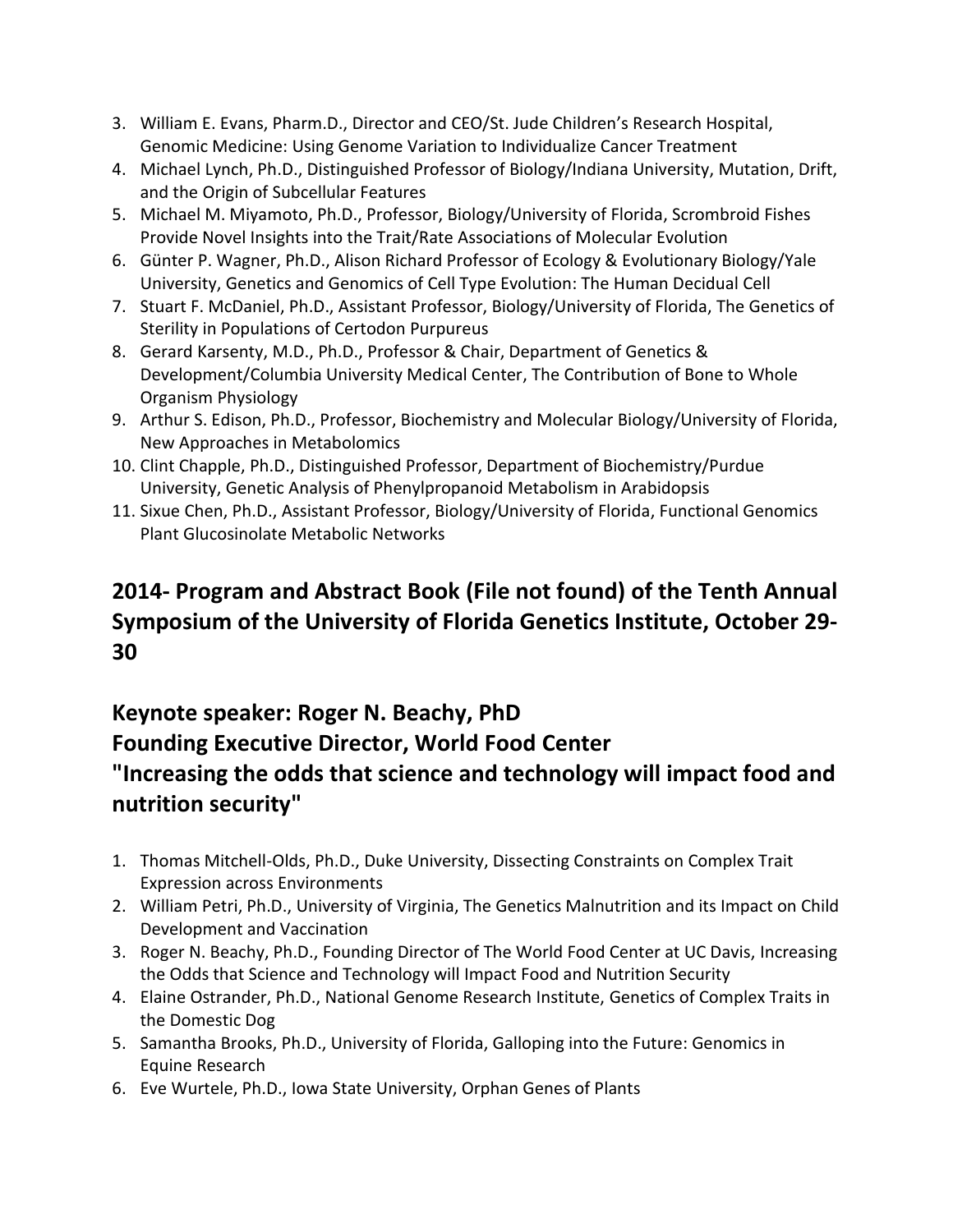3. William E. Evans, Pharm.D., Director and CEO/St. Jude Children's Research Hospital, Genomic Medicine: Using Genome Variation to Individualize Cancer Treatment
4. Michael Lynch, Ph.D., Distinguished Professor of Biology/Indiana University, Mutation, Drift, and the Origin of Subcellular Features
5. Michael M. Miyamoto, Ph.D., Professor, Biology/University of Florida, Scrombroid Fishes Provide Novel Insights into the Trait/Rate Associations of Molecular Evolution
6. Günter P. Wagner, Ph.D., Alison Richard Professor of Ecology & Evolutionary Biology/Yale University, Genetics and Genomics of Cell Type Evolution: The Human Decidual Cell
7. Stuart F. McDaniel, Ph.D., Assistant Professor, Biology/University of Florida, The Genetics of Sterility in Populations of Certodon Purpureus
8. Gerard Karsenty, M.D., Ph.D., Professor & Chair, Department of Genetics & Development/Columbia University Medical Center, The Contribution of Bone to Whole Organism Physiology
9. Arthur S. Edison, Ph.D., Professor, Biochemistry and Molecular Biology/University of Florida, New Approaches in Metabolomics
10. Clint Chapple, Ph.D., Distinguished Professor, Department of Biochemistry/Purdue University, Genetic Analysis of Phenylpropanoid Metabolism in Arabidopsis
11. Sixue Chen, Ph.D., Assistant Professor, Biology/University of Florida, Functional Genomics Plant Glucosinolate Metabolic Networks

## 2014- Program and Abstract Book (File not found) of the Tenth Annual Symposium of the University of Florida Genetics Institute, October 29-30

## Keynote speaker: Roger N. Beachy, PhD
## Founding Executive Director, World Food Center
## "Increasing the odds that science and technology will impact food and nutrition security"

1. Thomas Mitchell-Olds, Ph.D., Duke University, Dissecting Constraints on Complex Trait Expression across Environments
2. William Petri, Ph.D., University of Virginia, The Genetics Malnutrition and its Impact on Child Development and Vaccination
3. Roger N. Beachy, Ph.D., Founding Director of The World Food Center at UC Davis, Increasing the Odds that Science and Technology will Impact Food and Nutrition Security
4. Elaine Ostrander, Ph.D., National Genome Research Institute, Genetics of Complex Traits in the Domestic Dog
5. Samantha Brooks, Ph.D., University of Florida, Galloping into the Future: Genomics in Equine Research
6. Eve Wurtele, Ph.D., Iowa State University, Orphan Genes of Plants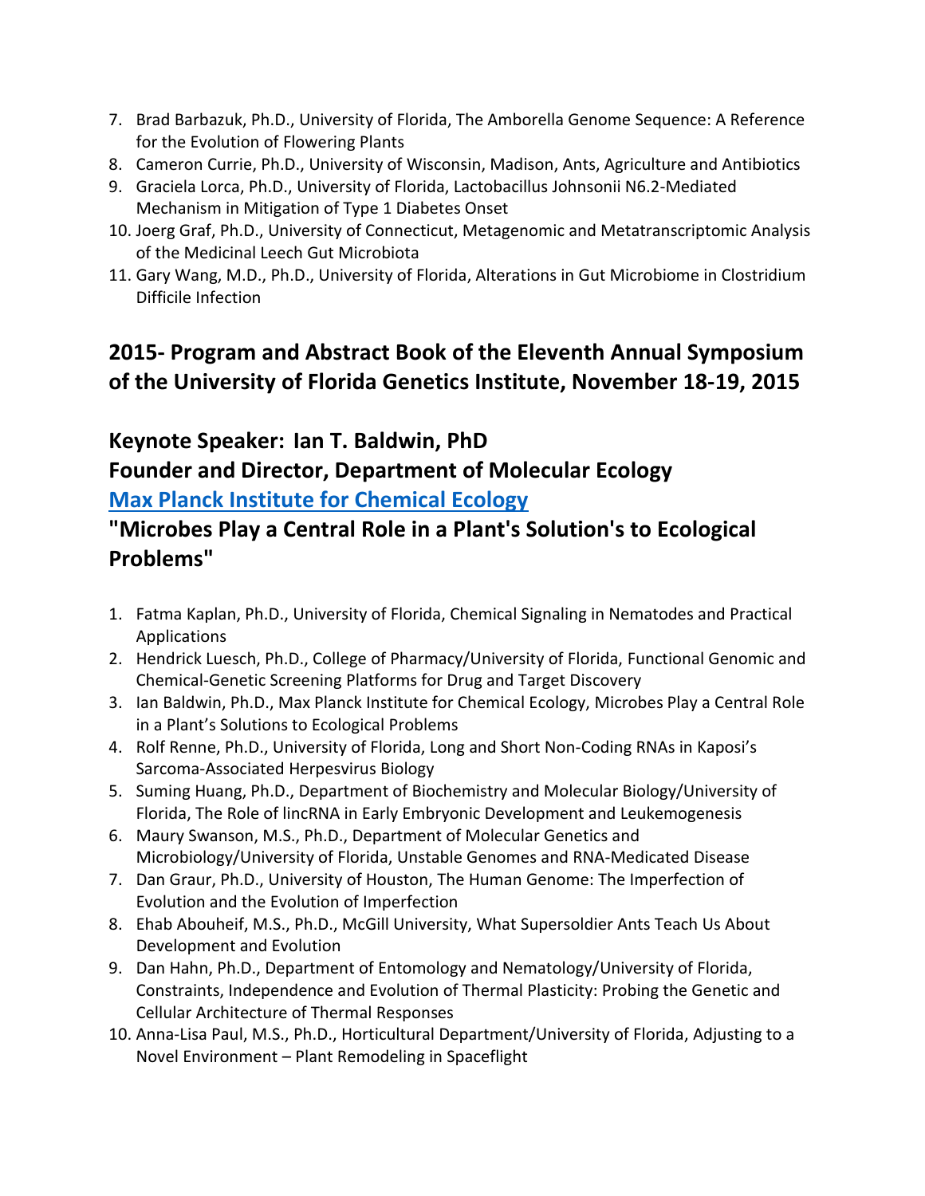7. Brad Barbazuk, Ph.D., University of Florida, The Amborella Genome Sequence: A Reference for the Evolution of Flowering Plants
8. Cameron Currie, Ph.D., University of Wisconsin, Madison, Ants, Agriculture and Antibiotics
9. Graciela Lorca, Ph.D., University of Florida, Lactobacillus Johnsonii N6.2-Mediated Mechanism in Mitigation of Type 1 Diabetes Onset
10. Joerg Graf, Ph.D., University of Connecticut, Metagenomic and Metatranscriptomic Analysis of the Medicinal Leech Gut Microbiota
11. Gary Wang, M.D., Ph.D., University of Florida, Alterations in Gut Microbiome in Clostridium Difficile Infection

## 2015- Program and Abstract Book of the Eleventh Annual Symposium of the University of Florida Genetics Institute, November 18-19, 2015

## Keynote Speaker: Ian T. Baldwin, PhD

## Founder and Director, Department of Molecular Ecology

## Max Planck Institute for Chemical Ecology

## "Microbes Play a Central Role in a Plant's Solution's to Ecological Problems"

1. Fatma Kaplan, Ph.D., University of Florida, Chemical Signaling in Nematodes and Practical Applications
2. Hendrick Luesch, Ph.D., College of Pharmacy/University of Florida, Functional Genomic and Chemical-Genetic Screening Platforms for Drug and Target Discovery
3. Ian Baldwin, Ph.D., Max Planck Institute for Chemical Ecology, Microbes Play a Central Role in a Plant's Solutions to Ecological Problems
4. Rolf Renne, Ph.D., University of Florida, Long and Short Non-Coding RNAs in Kaposi's Sarcoma-Associated Herpesvirus Biology
5. Suming Huang, Ph.D., Department of Biochemistry and Molecular Biology/University of Florida, The Role of lincRNA in Early Embryonic Development and Leukemogenesis
6. Maury Swanson, M.S., Ph.D., Department of Molecular Genetics and Microbiology/University of Florida, Unstable Genomes and RNA-Medicated Disease
7. Dan Graur, Ph.D., University of Houston, The Human Genome: The Imperfection of Evolution and the Evolution of Imperfection
8. Ehab Abouheif, M.S., Ph.D., McGill University, What Supersoldier Ants Teach Us About Development and Evolution
9. Dan Hahn, Ph.D., Department of Entomology and Nematology/University of Florida, Constraints, Independence and Evolution of Thermal Plasticity: Probing the Genetic and Cellular Architecture of Thermal Responses
10. Anna-Lisa Paul, M.S., Ph.D., Horticultural Department/University of Florida, Adjusting to a Novel Environment – Plant Remodeling in Spaceflight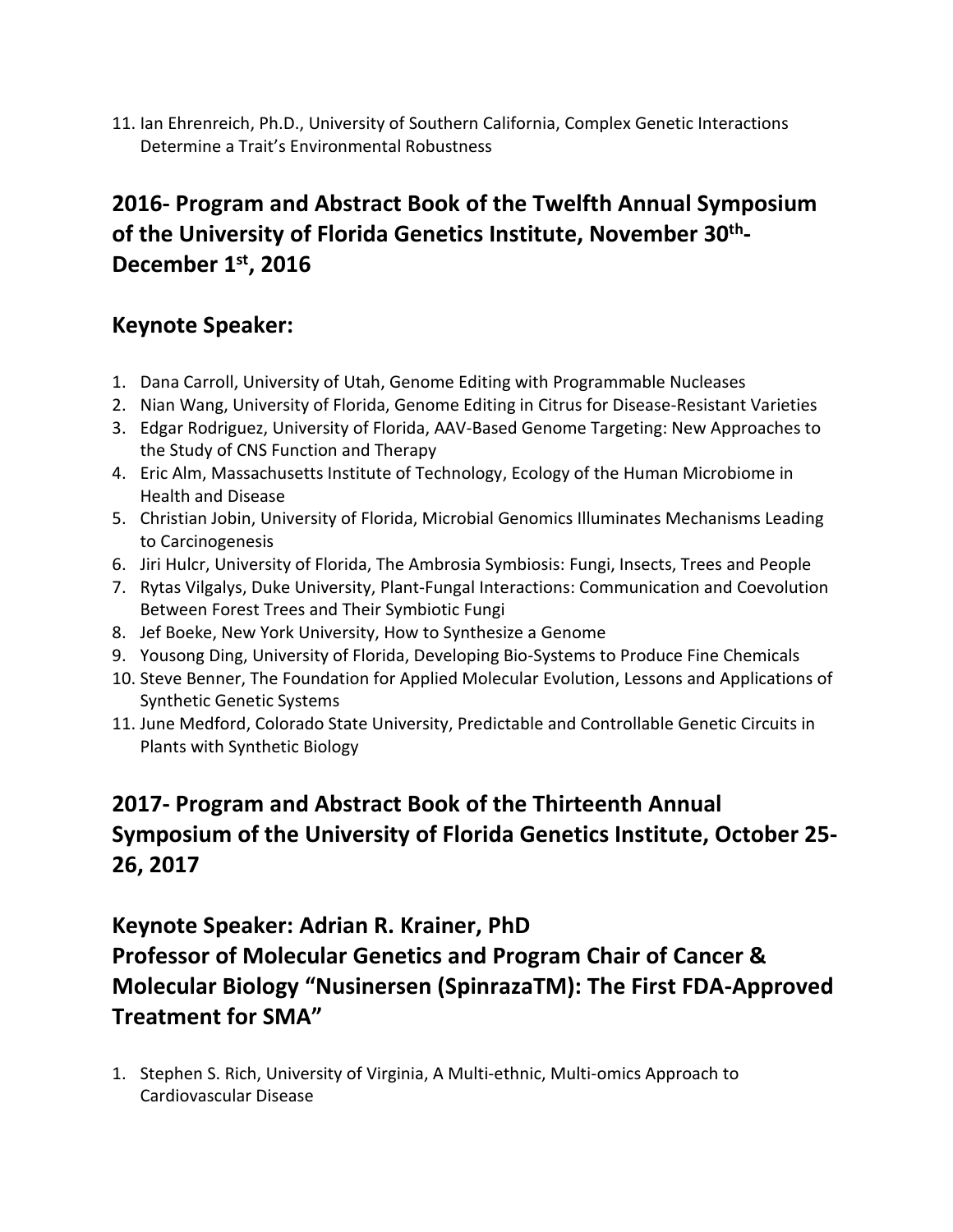11. Ian Ehrenreich, Ph.D., University of Southern California, Complex Genetic Interactions Determine a Trait's Environmental Robustness

## 2016- Program and Abstract Book of the Twelfth Annual Symposium of the University of Florida Genetics Institute, November 30th-December 1st, 2016

## Keynote Speaker:

1. Dana Carroll, University of Utah, Genome Editing with Programmable Nucleases
2. Nian Wang, University of Florida, Genome Editing in Citrus for Disease-Resistant Varieties
3. Edgar Rodriguez, University of Florida, AAV-Based Genome Targeting: New Approaches to the Study of CNS Function and Therapy
4. Eric Alm, Massachusetts Institute of Technology, Ecology of the Human Microbiome in Health and Disease
5. Christian Jobin, University of Florida, Microbial Genomics Illuminates Mechanisms Leading to Carcinogenesis
6. Jiri Hulcr, University of Florida, The Ambrosia Symbiosis: Fungi, Insects, Trees and People
7. Rytas Vilgalys, Duke University, Plant-Fungal Interactions: Communication and Coevolution Between Forest Trees and Their Symbiotic Fungi
8. Jef Boeke, New York University, How to Synthesize a Genome
9. Yousong Ding, University of Florida, Developing Bio-Systems to Produce Fine Chemicals
10. Steve Benner, The Foundation for Applied Molecular Evolution, Lessons and Applications of Synthetic Genetic Systems
11. June Medford, Colorado State University, Predictable and Controllable Genetic Circuits in Plants with Synthetic Biology

## 2017- Program and Abstract Book of the Thirteenth Annual Symposium of the University of Florida Genetics Institute, October 25-26, 2017

## Keynote Speaker: Adrian R. Krainer, PhD
## Professor of Molecular Genetics and Program Chair of Cancer & Molecular Biology "Nusinersen (SpinrazaTM): The First FDA-Approved Treatment for SMA"

1. Stephen S. Rich, University of Virginia, A Multi-ethnic, Multi-omics Approach to Cardiovascular Disease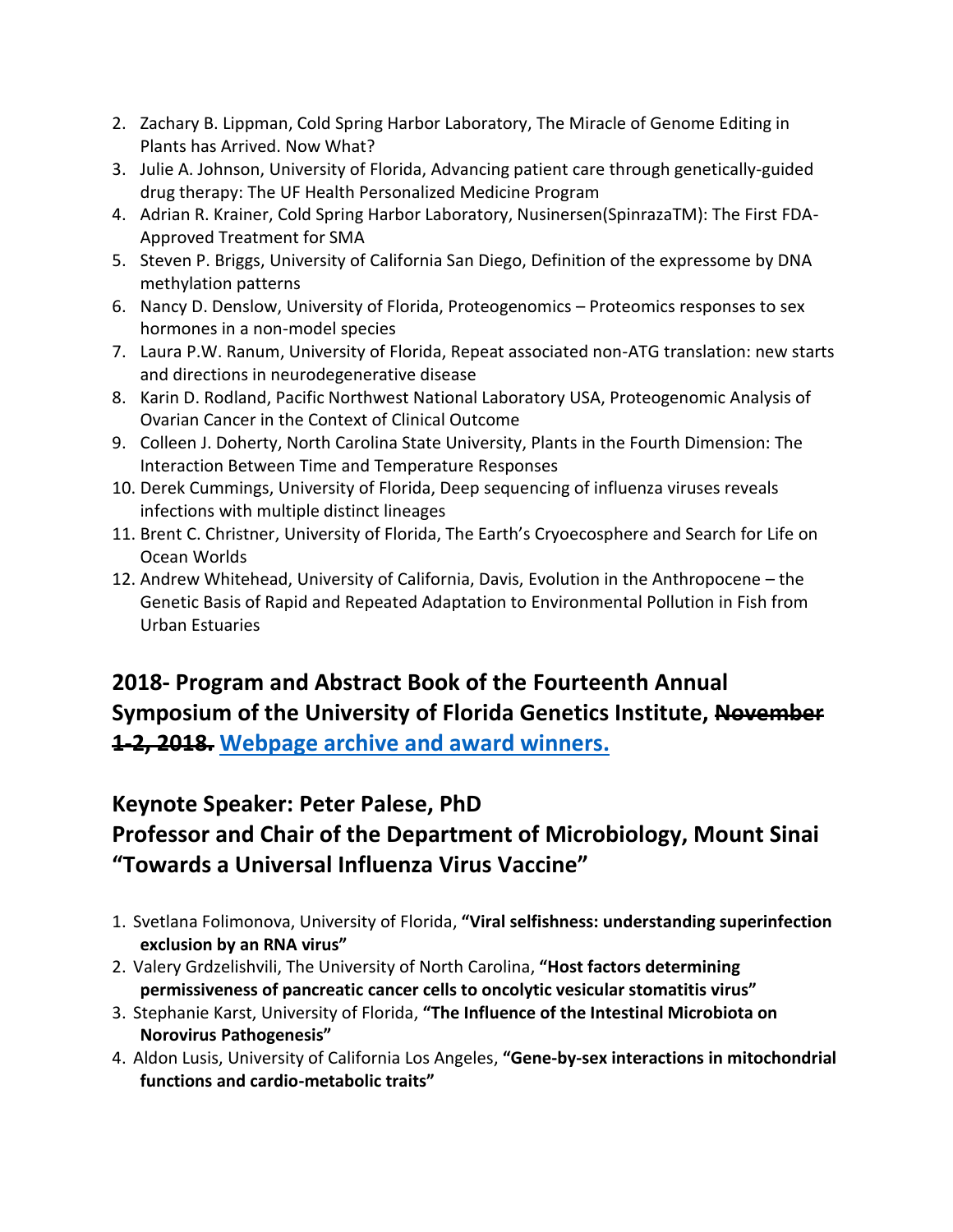2. Zachary B. Lippman, Cold Spring Harbor Laboratory, The Miracle of Genome Editing in Plants has Arrived. Now What?
3. Julie A. Johnson, University of Florida, Advancing patient care through genetically-guided drug therapy: The UF Health Personalized Medicine Program
4. Adrian R. Krainer, Cold Spring Harbor Laboratory, Nusinersen(SpinrazaTM): The First FDA-Approved Treatment for SMA
5. Steven P. Briggs, University of California San Diego, Definition of the expressome by DNA methylation patterns
6. Nancy D. Denslow, University of Florida, Proteogenomics – Proteomics responses to sex hormones in a non-model species
7. Laura P.W. Ranum, University of Florida, Repeat associated non-ATG translation: new starts and directions in neurodegenerative disease
8. Karin D. Rodland, Pacific Northwest National Laboratory USA, Proteogenomic Analysis of Ovarian Cancer in the Context of Clinical Outcome
9. Colleen J. Doherty, North Carolina State University, Plants in the Fourth Dimension: The Interaction Between Time and Temperature Responses
10. Derek Cummings, University of Florida, Deep sequencing of influenza viruses reveals infections with multiple distinct lineages
11. Brent C. Christner, University of Florida, The Earth's Cryoecosphere and Search for Life on Ocean Worlds
12. Andrew Whitehead, University of California, Davis, Evolution in the Anthropocene – the Genetic Basis of Rapid and Repeated Adaptation to Environmental Pollution in Fish from Urban Estuaries

## 2018- Program and Abstract Book of the Fourteenth Annual Symposium of the University of Florida Genetics Institute, ~~November 1-2, 2018.~~ Webpage archive and award winners.

## Keynote Speaker: Peter Palese, PhD
## Professor and Chair of the Department of Microbiology, Mount Sinai
## "Towards a Universal Influenza Virus Vaccine"

1. Svetlana Folimonova, University of Florida, **"Viral selfishness: understanding superinfection exclusion by an RNA virus"**
2. Valery Grdzelishvili, The University of North Carolina, **"Host factors determining permissiveness of pancreatic cancer cells to oncolytic vesicular stomatitis virus"**
3. Stephanie Karst, University of Florida, **"The Influence of the Intestinal Microbiota on Norovirus Pathogenesis"**
4. Aldon Lusis, University of California Los Angeles, **"Gene-by-sex interactions in mitochondrial functions and cardio-metabolic traits"**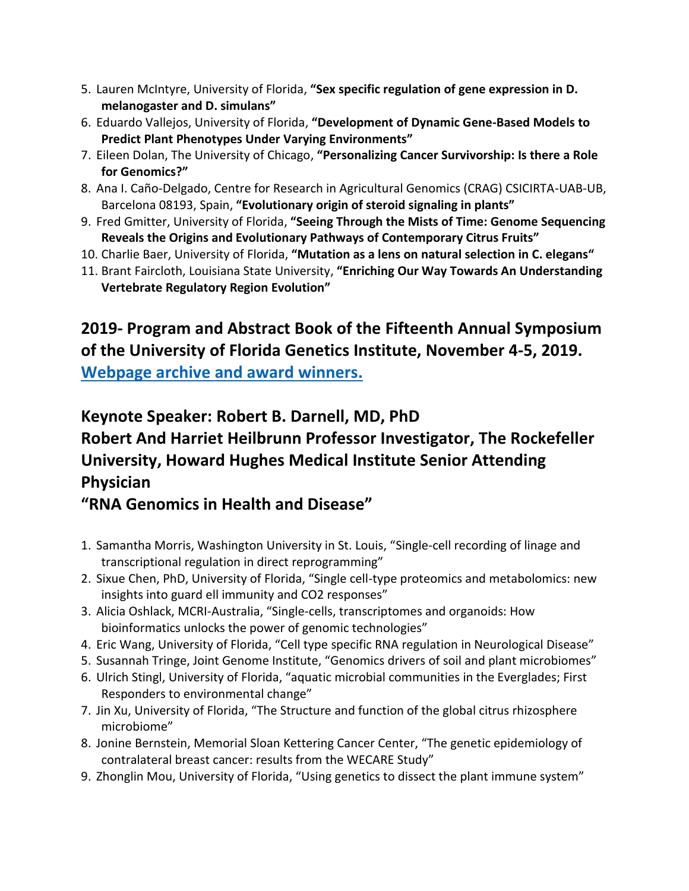5. Lauren McIntyre, University of Florida, **"Sex specific regulation of gene expression in D. melanogaster and D. simulans"**
6. Eduardo Vallejos, University of Florida, **"Development of Dynamic Gene-Based Models to Predict Plant Phenotypes Under Varying Environments"**
7. Eileen Dolan, The University of Chicago, **"Personalizing Cancer Survivorship: Is there a Role for Genomics?"**
8. Ana I. Caño-Delgado, Centre for Research in Agricultural Genomics (CRAG) CSICIRTA-UAB-UB, Barcelona 08193, Spain, **"Evolutionary origin of steroid signaling in plants"**
9. Fred Gmitter, University of Florida, **"Seeing Through the Mists of Time: Genome Sequencing Reveals the Origins and Evolutionary Pathways of Contemporary Citrus Fruits"**
10. Charlie Baer, University of Florida, **"Mutation as a lens on natural selection in C. elegans"**
11. Brant Faircloth, Louisiana State University, **"Enriching Our Way Towards An Understanding Vertebrate Regulatory Region Evolution"**

## 2019- Program and Abstract Book of the Fifteenth Annual Symposium of the University of Florida Genetics Institute, November 4-5, 2019. Webpage archive and award winners.

## Keynote Speaker: Robert B. Darnell, MD, PhD
## Robert And Harriet Heilbrunn Professor Investigator, The Rockefeller University, Howard Hughes Medical Institute Senior Attending Physician
## "RNA Genomics in Health and Disease"

1. Samantha Morris, Washington University in St. Louis, "Single-cell recording of linage and transcriptional regulation in direct reprogramming"
2. Sixue Chen, PhD, University of Florida, "Single cell-type proteomics and metabolomics: new insights into guard ell immunity and CO2 responses"
3. Alicia Oshlack, MCRI-Australia, "Single-cells, transcriptomes and organoids: How bioinformatics unlocks the power of genomic technologies"
4. Eric Wang, University of Florida, "Cell type specific RNA regulation in Neurological Disease"
5. Susannah Tringe, Joint Genome Institute, "Genomics drivers of soil and plant microbiomes"
6. Ulrich Stingl, University of Florida, "aquatic microbial communities in the Everglades; First Responders to environmental change"
7. Jin Xu, University of Florida, "The Structure and function of the global citrus rhizosphere microbiome"
8. Jonine Bernstein, Memorial Sloan Kettering Cancer Center, "The genetic epidemiology of contralateral breast cancer: results from the WECARE Study"
9. Zhonglin Mou, University of Florida, "Using genetics to dissect the plant immune system"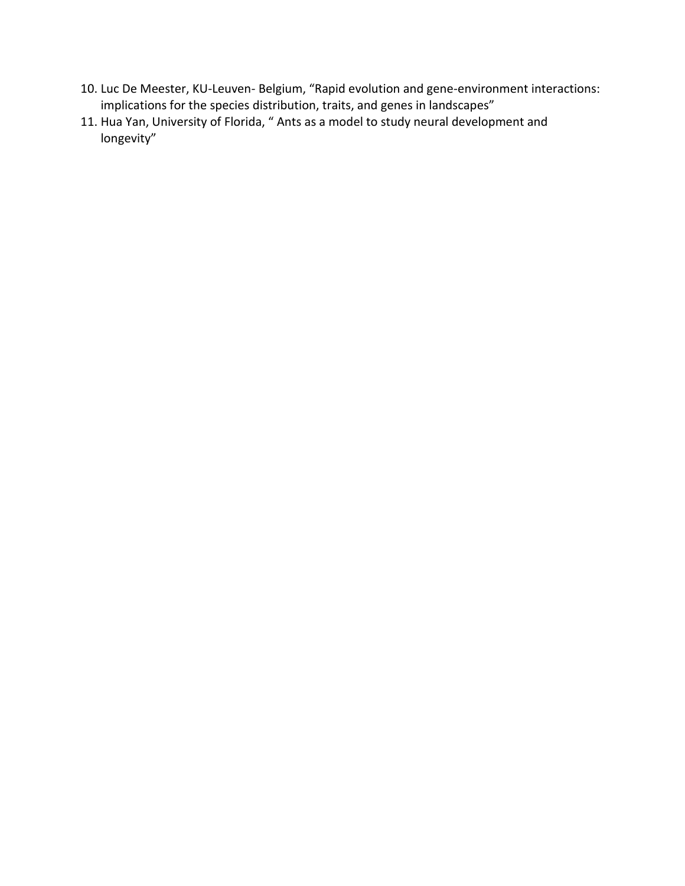10. Luc De Meester, KU-Leuven- Belgium, "Rapid evolution and gene-environment interactions: implications for the species distribution, traits, and genes in landscapes"
11. Hua Yan, University of Florida, " Ants as a model to study neural development and longevity"